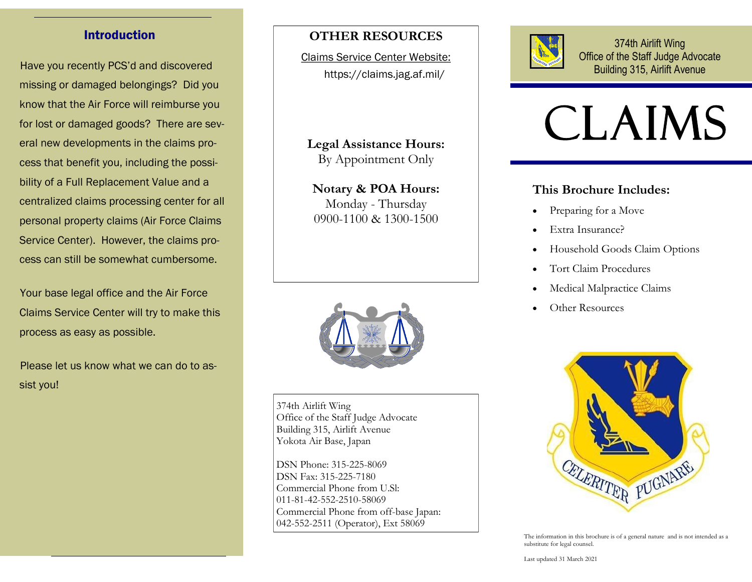## Introduction

Have you recently PCS'd and discovered missing or damaged belongings? Did you know that the Air Force will reimburse you for lost or damaged goods? There are several new developments in the claims process that benefit you, including the possibility of a Full Replacement Value and a centralized claims processing center for all personal property claims (Air Force Claims Service Center). However, the claims process can still be somewhat cumbersome.

Your base legal office and the Air Force Claims Service Center will try to make this process as easy as possible.

Please let us know what we can do to assist you!

## OTHER RESOURCES

Claims Service Center Website:
https://claims.jag.af.mil/

**Legal Assistance Hours:**
By Appointment Only

**Notary & POA Hours:**
Monday - Thursday
0900-1100 & 1300-1500

374th Airlift Wing
Office of the Staff Judge Advocate
Building 315, Airlift Avenue
Yokota Air Base, Japan

DSN Phone: 315-225-8069
DSN Fax: 315-225-7180
Commercial Phone from U.Sl:
011-81-42-552-2510-58069
Commercial Phone from off-base Japan:
042-552-2511 (Operator), Ext 58069

374th Airlift Wing
Office of the Staff Judge Advocate
Building 315, Airlift Avenue

# CLAIMS

### This Brochure Includes:

- Preparing for a Move
- Extra Insurance?
- Household Goods Claim Options
- Tort Claim Procedures
- Medical Malpractice Claims
- Other Resources

CELERITER PUGNARE

The information in this brochure is of a general nature and is not intended as a substitute for legal counsel.

Last updated 31 March 2021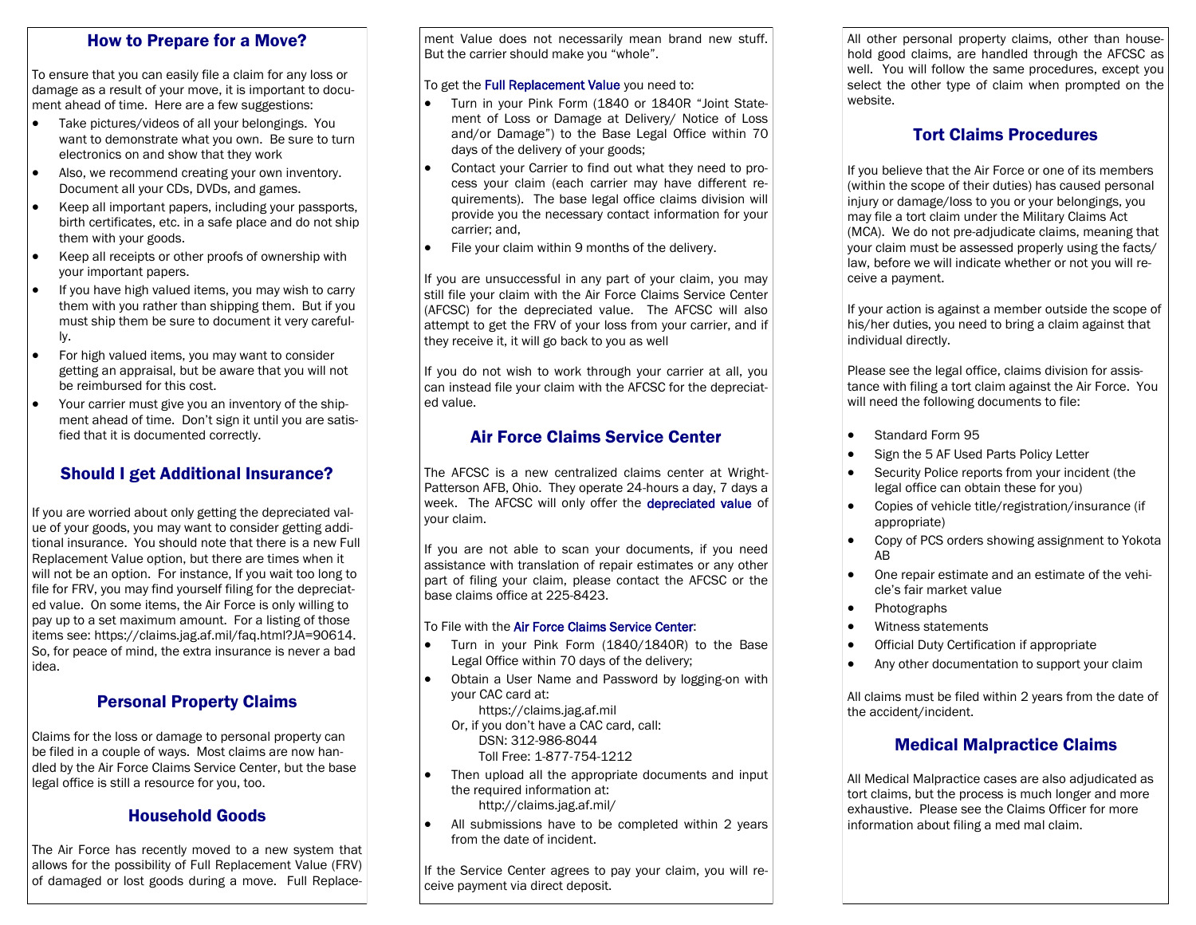## How to Prepare for a Move?

To ensure that you can easily file a claim for any loss or damage as a result of your move, it is important to document ahead of time. Here are a few suggestions:

- Take pictures/videos of all your belongings. You want to demonstrate what you own. Be sure to turn electronics on and show that they work
- Also, we recommend creating your own inventory. Document all your CDs, DVDs, and games.
- Keep all important papers, including your passports, birth certificates, etc. in a safe place and do not ship them with your goods.
- Keep all receipts or other proofs of ownership with your important papers.
- If you have high valued items, you may wish to carry them with you rather than shipping them. But if you must ship them be sure to document it very carefully.
- For high valued items, you may want to consider getting an appraisal, but be aware that you will not be reimbursed for this cost.
- Your carrier must give you an inventory of the shipment ahead of time. Don't sign it until you are satisfied that it is documented correctly.

## Should I get Additional Insurance?

If you are worried about only getting the depreciated value of your goods, you may want to consider getting additional insurance. You should note that there is a new Full Replacement Value option, but there are times when it will not be an option. For instance, If you wait too long to file for FRV, you may find yourself filing for the depreciated value. On some items, the Air Force is only willing to pay up to a set maximum amount. For a listing of those items see: https://claims.jag.af.mil/faq.html?JA=90614. So, for peace of mind, the extra insurance is never a bad idea.

## Personal Property Claims

Claims for the loss or damage to personal property can be filed in a couple of ways. Most claims are now handled by the Air Force Claims Service Center, but the base legal office is still a resource for you, too.

## Household Goods

The Air Force has recently moved to a new system that allows for the possibility of Full Replacement Value (FRV) of damaged or lost goods during a move. Full Replacement Value does not necessarily mean brand new stuff. But the carrier should make you "whole".

To get the Full Replacement Value you need to:

- Turn in your Pink Form (1840 or 1840R "Joint Statement of Loss or Damage at Delivery/ Notice of Loss and/or Damage") to the Base Legal Office within 70 days of the delivery of your goods;
- Contact your Carrier to find out what they need to process your claim (each carrier may have different requirements). The base legal office claims division will provide you the necessary contact information for your carrier; and,
- File your claim within 9 months of the delivery.

If you are unsuccessful in any part of your claim, you may still file your claim with the Air Force Claims Service Center (AFCSC) for the depreciated value. The AFCSC will also attempt to get the FRV of your loss from your carrier, and if they receive it, it will go back to you as well

If you do not wish to work through your carrier at all, you can instead file your claim with the AFCSC for the depreciated value.

## Air Force Claims Service Center

The AFCSC is a new centralized claims center at Wright-Patterson AFB, Ohio. They operate 24-hours a day, 7 days a week. The AFCSC will only offer the depreciated value of your claim.

If you are not able to scan your documents, if you need assistance with translation of repair estimates or any other part of filing your claim, please contact the AFCSC or the base claims office at 225-8423.

To File with the Air Force Claims Service Center:

- Turn in your Pink Form (1840/1840R) to the Base Legal Office within 70 days of the delivery;
- Obtain a User Name and Password by logging-on with your CAC card at:
  https://claims.jag.af.mil
  Or, if you don't have a CAC card, call:
  DSN: 312-986-8044
  Toll Free: 1-877-754-1212
- Then upload all the appropriate documents and input the required information at:
  http://claims.jag.af.mil/
- All submissions have to be completed within 2 years from the date of incident.

If the Service Center agrees to pay your claim, you will receive payment via direct deposit.

All other personal property claims, other than household good claims, are handled through the AFCSC as well. You will follow the same procedures, except you select the other type of claim when prompted on the website.

## Tort Claims Procedures

If you believe that the Air Force or one of its members (within the scope of their duties) has caused personal injury or damage/loss to you or your belongings, you may file a tort claim under the Military Claims Act (MCA). We do not pre-adjudicate claims, meaning that your claim must be assessed properly using the facts/ law, before we will indicate whether or not you will receive a payment.

If your action is against a member outside the scope of his/her duties, you need to bring a claim against that individual directly.

Please see the legal office, claims division for assistance with filing a tort claim against the Air Force. You will need the following documents to file:

- Standard Form 95
- Sign the 5 AF Used Parts Policy Letter
- Security Police reports from your incident (the legal office can obtain these for you)
- Copies of vehicle title/registration/insurance (if appropriate)
- Copy of PCS orders showing assignment to Yokota AB
- One repair estimate and an estimate of the vehicle's fair market value
- Photographs
- Witness statements
- Official Duty Certification if appropriate
- Any other documentation to support your claim

All claims must be filed within 2 years from the date of the accident/incident.

## Medical Malpractice Claims

All Medical Malpractice cases are also adjudicated as tort claims, but the process is much longer and more exhaustive. Please see the Claims Officer for more information about filing a med mal claim.